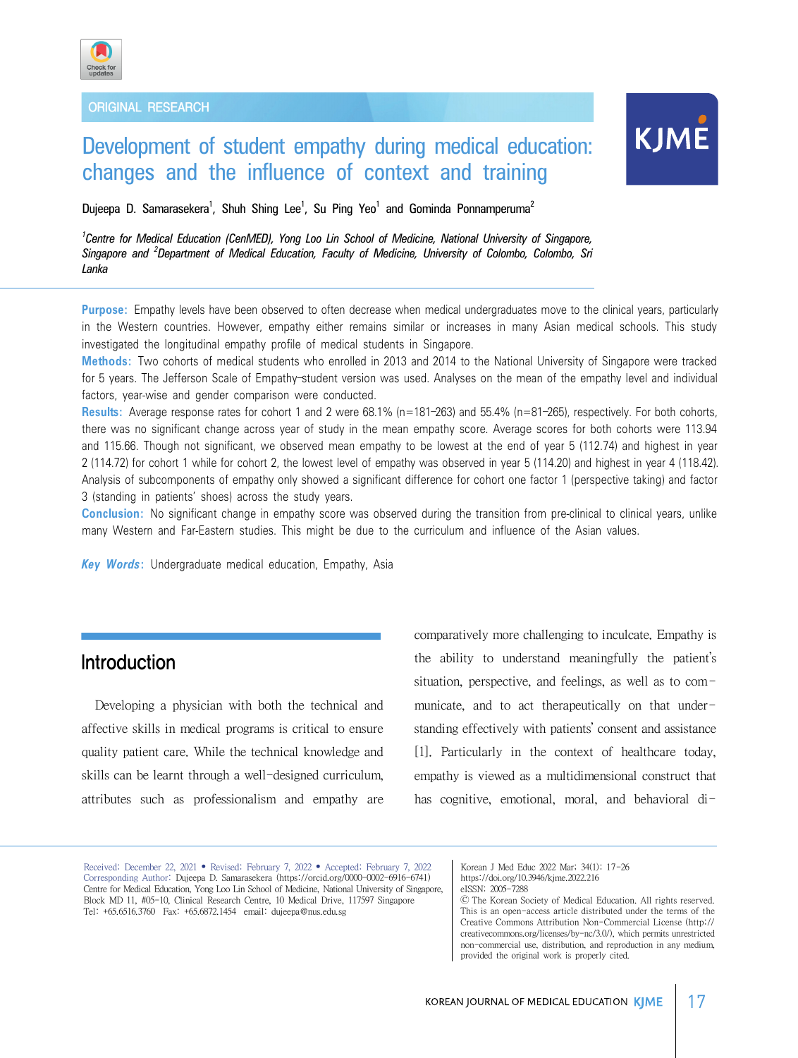ORIGINAL RESEARCH

# Development of student empathy during medical education: changes and the influence of context and training

Dujeepa D. Samarasekera[1], Shuh Shing Lee[1], Su Ping Yeo[1] and Gominda Ponnamperuma[2]

*[1]Centre for Medical Education (CenMED), Yong Loo Lin School of Medicine, National University of Singapore, Singapore and [2]Department of Medical Education, Faculty of Medicine, University of Colombo, Colombo, Sri Lanka*

**Purpose:** Empathy levels have been observed to often decrease when medical undergraduates move to the clinical years, particularly in the Western countries. However, empathy either remains similar or increases in many Asian medical schools. This study investigated the longitudinal empathy profile of medical students in Singapore.

**Methods:** Two cohorts of medical students who enrolled in 2013 and 2014 to the National University of Singapore were tracked for 5 years. The Jefferson Scale of Empathy–student version was used. Analyses on the mean of the empathy level and individual factors, year-wise and gender comparison were conducted.

**Results:** Average response rates for cohort 1 and 2 were 68.1% (n=181–263) and 55.4% (n=81–265), respectively. For both cohorts, there was no significant change across year of study in the mean empathy score. Average scores for both cohorts were 113.94 and 115.66. Though not significant, we observed mean empathy to be lowest at the end of year 5 (112.74) and highest in year 2 (114.72) for cohort 1 while for cohort 2, the lowest level of empathy was observed in year 5 (114.20) and highest in year 4 (118.42). Analysis of subcomponents of empathy only showed a significant difference for cohort one factor 1 (perspective taking) and factor 3 (standing in patients' shoes) across the study years.

**Conclusion:** No significant change in empathy score was observed during the transition from pre-clinical to clinical years, unlike many Western and Far-Eastern studies. This might be due to the curriculum and influence of the Asian values.

***Key Words:*** Undergraduate medical education, Empathy, Asia

## Introduction

Developing a physician with both the technical and affective skills in medical programs is critical to ensure quality patient care. While the technical knowledge and skills can be learnt through a well-designed curriculum, attributes such as professionalism and empathy are comparatively more challenging to inculcate. Empathy is the ability to understand meaningfully the patient's situation, perspective, and feelings, as well as to communicate, and to act therapeutically on that understanding effectively with patients' consent and assistance [1]. Particularly in the context of healthcare today, empathy is viewed as a multidimensional construct that has cognitive, emotional, moral, and behavioral di-

Received: December 22, 2021 • Revised: February 7, 2022 • Accepted: February 7, 2022
Corresponding Author: Dujeepa D. Samarasekera (https://orcid.org/0000-0002-6916-6741)
Centre for Medical Education, Yong Loo Lin School of Medicine, National University of Singapore, Block MD 11, #05-10, Clinical Research Centre, 10 Medical Drive, 117597 Singapore
Tel: +65.6516.3760 Fax: +65.6872.1454 email: dujeepa@nus.edu.sg

https://doi.org/10.3946/kjme.2022.216
eISSN: 2005-7288
© The Korean Society of Medical Education. All rights reserved.
This is an open-access article distributed under the terms of the Creative Commons Attribution Non-Commercial License (http://creativecommons.org/licenses/by-nc/3.0/), which permits unrestricted non-commercial use, distribution, and reproduction in any medium, provided the original work is properly cited.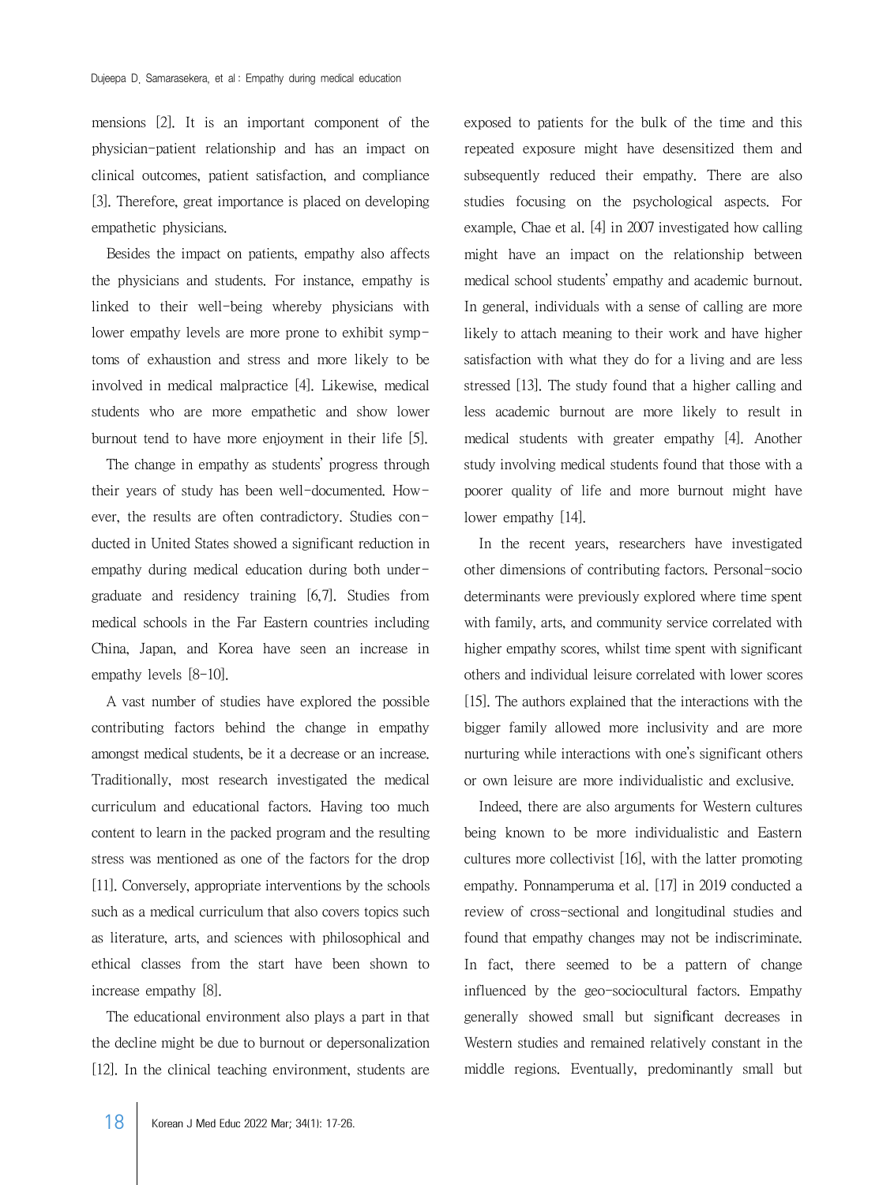mensions [2]. It is an important component of the physician-patient relationship and has an impact on clinical outcomes, patient satisfaction, and compliance [3]. Therefore, great importance is placed on developing empathetic physicians.

Besides the impact on patients, empathy also affects the physicians and students. For instance, empathy is linked to their well-being whereby physicians with lower empathy levels are more prone to exhibit symptoms of exhaustion and stress and more likely to be involved in medical malpractice [4]. Likewise, medical students who are more empathetic and show lower burnout tend to have more enjoyment in their life [5].

The change in empathy as students' progress through their years of study has been well-documented. However, the results are often contradictory. Studies conducted in United States showed a significant reduction in empathy during medical education during both undergraduate and residency training [6,7]. Studies from medical schools in the Far Eastern countries including China, Japan, and Korea have seen an increase in empathy levels [8-10].

A vast number of studies have explored the possible contributing factors behind the change in empathy amongst medical students, be it a decrease or an increase. Traditionally, most research investigated the medical curriculum and educational factors. Having too much content to learn in the packed program and the resulting stress was mentioned as one of the factors for the drop [11]. Conversely, appropriate interventions by the schools such as a medical curriculum that also covers topics such as literature, arts, and sciences with philosophical and ethical classes from the start have been shown to increase empathy [8].

The educational environment also plays a part in that the decline might be due to burnout or depersonalization [12]. In the clinical teaching environment, students are exposed to patients for the bulk of the time and this repeated exposure might have desensitized them and subsequently reduced their empathy. There are also studies focusing on the psychological aspects. For example, Chae et al. [4] in 2007 investigated how calling might have an impact on the relationship between medical school students' empathy and academic burnout. In general, individuals with a sense of calling are more likely to attach meaning to their work and have higher satisfaction with what they do for a living and are less stressed [13]. The study found that a higher calling and less academic burnout are more likely to result in medical students with greater empathy [4]. Another study involving medical students found that those with a poorer quality of life and more burnout might have lower empathy [14].

In the recent years, researchers have investigated other dimensions of contributing factors. Personal-socio determinants were previously explored where time spent with family, arts, and community service correlated with higher empathy scores, whilst time spent with significant others and individual leisure correlated with lower scores [15]. The authors explained that the interactions with the bigger family allowed more inclusivity and are more nurturing while interactions with one's significant others or own leisure are more individualistic and exclusive.

Indeed, there are also arguments for Western cultures being known to be more individualistic and Eastern cultures more collectivist [16], with the latter promoting empathy. Ponnamperuma et al. [17] in 2019 conducted a review of cross-sectional and longitudinal studies and found that empathy changes may not be indiscriminate. In fact, there seemed to be a pattern of change influenced by the geo-sociocultural factors. Empathy generally showed small but significant decreases in Western studies and remained relatively constant in the middle regions. Eventually, predominantly small but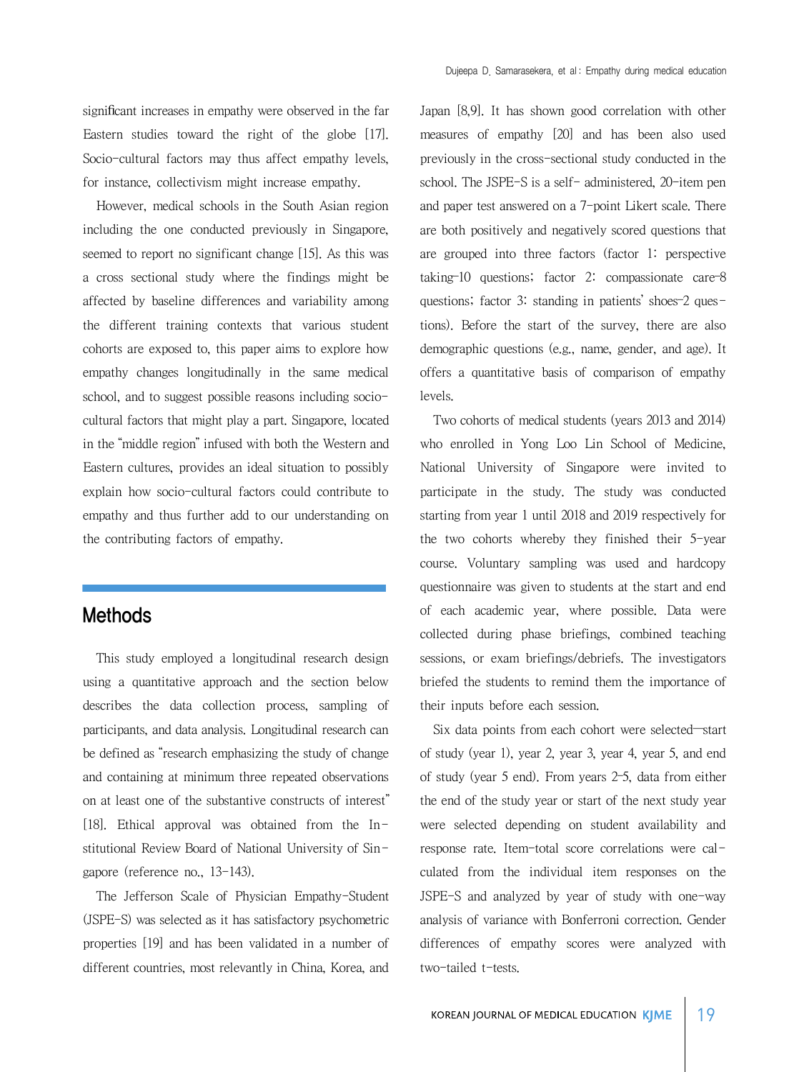significant increases in empathy were observed in the far Eastern studies toward the right of the globe [17]. Socio-cultural factors may thus affect empathy levels, for instance, collectivism might increase empathy.

However, medical schools in the South Asian region including the one conducted previously in Singapore, seemed to report no significant change [15]. As this was a cross sectional study where the findings might be affected by baseline differences and variability among the different training contexts that various student cohorts are exposed to, this paper aims to explore how empathy changes longitudinally in the same medical school, and to suggest possible reasons including socio-cultural factors that might play a part. Singapore, located in the "middle region" infused with both the Western and Eastern cultures, provides an ideal situation to possibly explain how socio-cultural factors could contribute to empathy and thus further add to our understanding on the contributing factors of empathy.

## Methods

This study employed a longitudinal research design using a quantitative approach and the section below describes the data collection process, sampling of participants, and data analysis. Longitudinal research can be defined as "research emphasizing the study of change and containing at minimum three repeated observations on at least one of the substantive constructs of interest" [18]. Ethical approval was obtained from the Institutional Review Board of National University of Singapore (reference no., 13-143).

The Jefferson Scale of Physician Empathy-Student (JSPE-S) was selected as it has satisfactory psychometric properties [19] and has been validated in a number of different countries, most relevantly in China, Korea, and Japan [8,9]. It has shown good correlation with other measures of empathy [20] and has been also used previously in the cross-sectional study conducted in the school. The JSPE-S is a self- administered, 20-item pen and paper test answered on a 7-point Likert scale. There are both positively and negatively scored questions that are grouped into three factors (factor 1: perspective taking–10 questions; factor 2: compassionate care–8 questions; factor 3: standing in patients' shoes–2 questions). Before the start of the survey, there are also demographic questions (e.g., name, gender, and age). It offers a quantitative basis of comparison of empathy levels.

Two cohorts of medical students (years 2013 and 2014) who enrolled in Yong Loo Lin School of Medicine, National University of Singapore were invited to participate in the study. The study was conducted starting from year 1 until 2018 and 2019 respectively for the two cohorts whereby they finished their 5-year course. Voluntary sampling was used and hardcopy questionnaire was given to students at the start and end of each academic year, where possible. Data were collected during phase briefings, combined teaching sessions, or exam briefings/debriefs. The investigators briefed the students to remind them the importance of their inputs before each session.

Six data points from each cohort were selected—start of study (year 1), year 2, year 3, year 4, year 5, and end of study (year 5 end). From years 2–5, data from either the end of the study year or start of the next study year were selected depending on student availability and response rate. Item-total score correlations were calculated from the individual item responses on the JSPE-S and analyzed by year of study with one-way analysis of variance with Bonferroni correction. Gender differences of empathy scores were analyzed with two-tailed t-tests.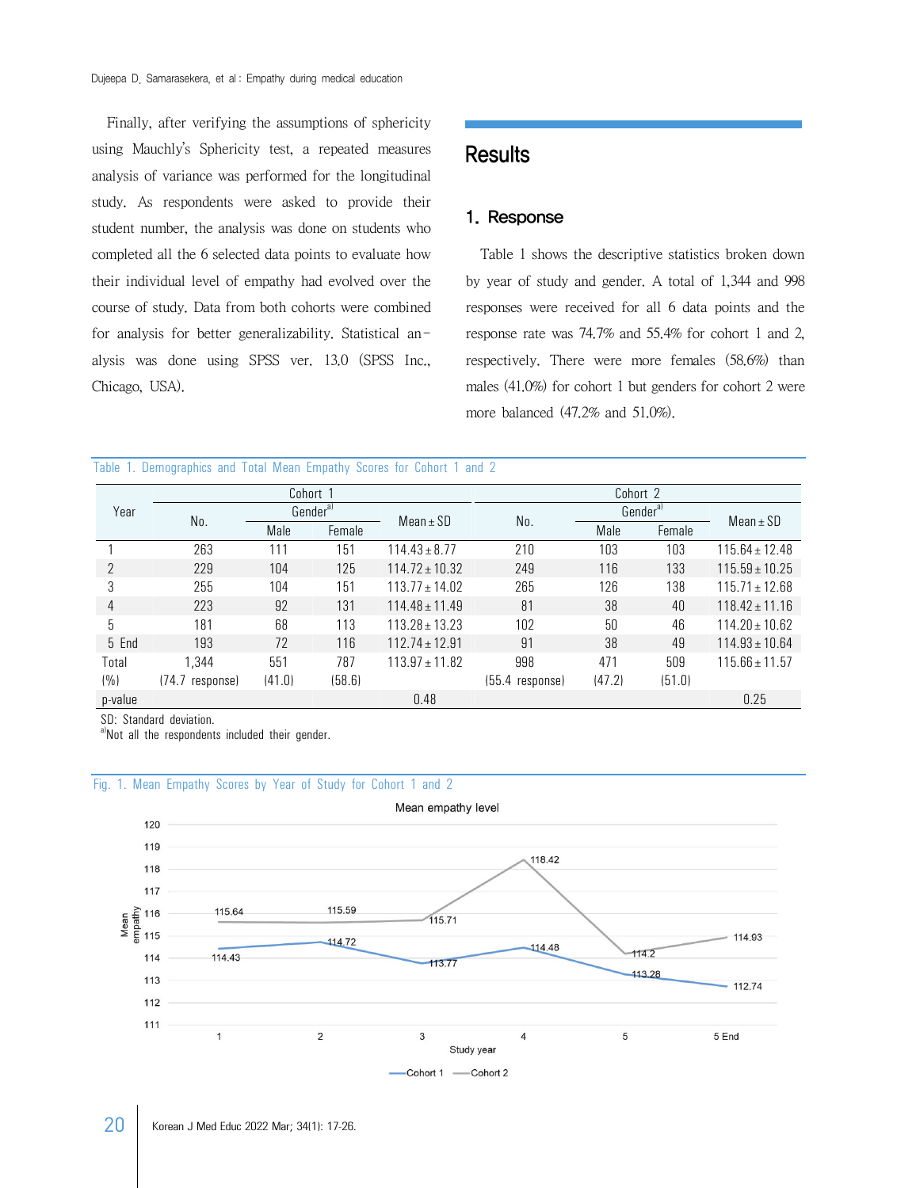Finally, after verifying the assumptions of sphericity using Mauchly's Sphericity test, a repeated measures analysis of variance was performed for the longitudinal study. As respondents were asked to provide their student number, the analysis was done on students who completed all the 6 selected data points to evaluate how their individual level of empathy had evolved over the course of study. Data from both cohorts were combined for analysis for better generalizability. Statistical analysis was done using SPSS ver. 13.0 (SPSS Inc., Chicago, USA).

# Results

## 1. Response

Table 1 shows the descriptive statistics broken down by year of study and gender. A total of 1,344 and 998 responses were received for all 6 data points and the response rate was 74.7% and 55.4% for cohort 1 and 2, respectively. There were more females (58.6%) than males (41.0%) for cohort 1 but genders for cohort 2 were more balanced (47.2% and 51.0%).

Table 1. Demographics and Total Mean Empathy Scores for Cohort 1 and 2

| Year | Cohort 1 | | | | Cohort 2 | | | |
|---|---|---|---|---|---|---|---|---|
| | No. | Gender[a] | | Mean±SD | No. | Gender[a] | | Mean±SD |
| | | Male | Female | | | Male | Female | |
| 1 | 263 | 111 | 151 | 114.43±8.77 | 210 | 103 | 103 | 115.64±12.48 |
| 2 | 229 | 104 | 125 | 114.72±10.32 | 249 | 116 | 133 | 115.59±10.25 |
| 3 | 255 | 104 | 151 | 113.77±14.02 | 265 | 126 | 138 | 115.71±12.68 |
| 4 | 223 | 92 | 131 | 114.48±11.49 | 81 | 38 | 40 | 118.42±11.16 |
| 5 | 181 | 68 | 113 | 113.28±13.23 | 102 | 50 | 46 | 114.20±10.62 |
| 5 End | 193 | 72 | 116 | 112.74±12.91 | 91 | 38 | 49 | 114.93±10.64 |
| Total | 1,344 | 551 | 787 | 113.97±11.82 | 998 | 471 | 509 | 115.66±11.57 |
| (%) | (74.7 response) | (41.0) | (58.6) | | (55.4 response) | (47.2) | (51.0) | |
| p-value | | | | 0.48 | | | | 0.25 |

SD: Standard deviation.
[a]Not all the respondents included their gender.

Fig. 1. Mean Empathy Scores by Year of Study for Cohort 1 and 2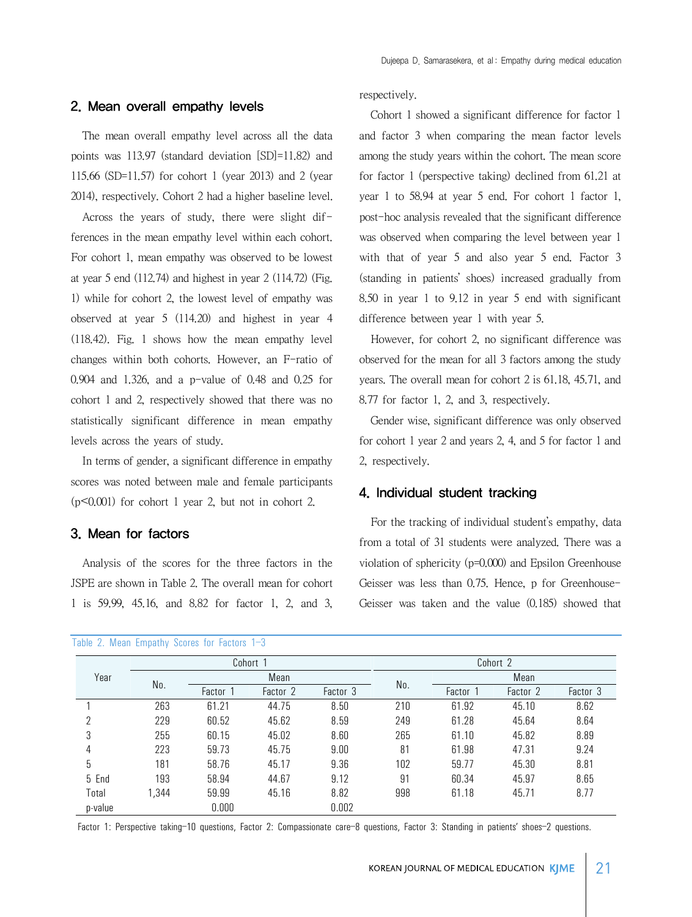## 2. Mean overall empathy levels

The mean overall empathy level across all the data points was 113.97 (standard deviation [SD]=11.82) and 115.66 (SD=11.57) for cohort 1 (year 2013) and 2 (year 2014), respectively. Cohort 2 had a higher baseline level.

Across the years of study, there were slight differences in the mean empathy level within each cohort. For cohort 1, mean empathy was observed to be lowest at year 5 end (112.74) and highest in year 2 (114.72) (Fig. 1) while for cohort 2, the lowest level of empathy was observed at year 5 (114.20) and highest in year 4 (118.42). Fig. 1 shows how the mean empathy level changes within both cohorts. However, an F-ratio of 0.904 and 1.326, and a p-value of 0.48 and 0.25 for cohort 1 and 2, respectively showed that there was no statistically significant difference in mean empathy levels across the years of study.

In terms of gender, a significant difference in empathy scores was noted between male and female participants ($p<0.001$) for cohort 1 year 2, but not in cohort 2.

## 3. Mean for factors

Analysis of the scores for the three factors in the JSPE are shown in Table 2. The overall mean for cohort 1 is 59.99, 45.16, and 8.82 for factor 1, 2, and 3, respectively.

Cohort 1 showed a significant difference for factor 1 and factor 3 when comparing the mean factor levels among the study years within the cohort. The mean score for factor 1 (perspective taking) declined from 61.21 at year 1 to 58.94 at year 5 end. For cohort 1 factor 1, post-hoc analysis revealed that the significant difference was observed when comparing the level between year 1 with that of year 5 and also year 5 end. Factor 3 (standing in patients' shoes) increased gradually from 8.50 in year 1 to 9.12 in year 5 end with significant difference between year 1 with year 5.

However, for cohort 2, no significant difference was observed for the mean for all 3 factors among the study years. The overall mean for cohort 2 is 61.18, 45.71, and 8.77 for factor 1, 2, and 3, respectively.

Gender wise, significant difference was only observed for cohort 1 year 2 and years 2, 4, and 5 for factor 1 and 2, respectively.

## 4. Individual student tracking

For the tracking of individual student's empathy, data from a total of 31 students were analyzed. There was a violation of sphericity ($p=0.000$) and Epsilon Greenhouse Geisser was less than 0.75. Hence, p for Greenhouse-Geisser was taken and the value (0.185) showed that

Table 2. Mean Empathy Scores for Factors 1–3

| Year | Cohort 1 | | | | Cohort 2 | | | |
|---|---|---|---|---|---|---|---|---|
| | No. | Mean | | | No. | Mean | | |
| | | Factor 1 | Factor 2 | Factor 3 | | Factor 1 | Factor 2 | Factor 3 |
| 1 | 263 | 61.21 | 44.75 | 8.50 | 210 | 61.92 | 45.10 | 8.62 |
| 2 | 229 | 60.52 | 45.62 | 8.59 | 249 | 61.28 | 45.64 | 8.64 |
| 3 | 255 | 60.15 | 45.02 | 8.60 | 265 | 61.10 | 45.82 | 8.89 |
| 4 | 223 | 59.73 | 45.75 | 9.00 | 81 | 61.98 | 47.31 | 9.24 |
| 5 | 181 | 58.76 | 45.17 | 9.36 | 102 | 59.77 | 45.30 | 8.81 |
| 5 End | 193 | 58.94 | 44.67 | 9.12 | 91 | 60.34 | 45.97 | 8.65 |
| Total | 1,344 | 59.99 | 45.16 | 8.82 | 998 | 61.18 | 45.71 | 8.77 |
| p-value | | 0.000 | | 0.002 | | | | |

Factor 1: Perspective taking–10 questions, Factor 2: Compassionate care–8 questions, Factor 3: Standing in patients' shoes–2 questions.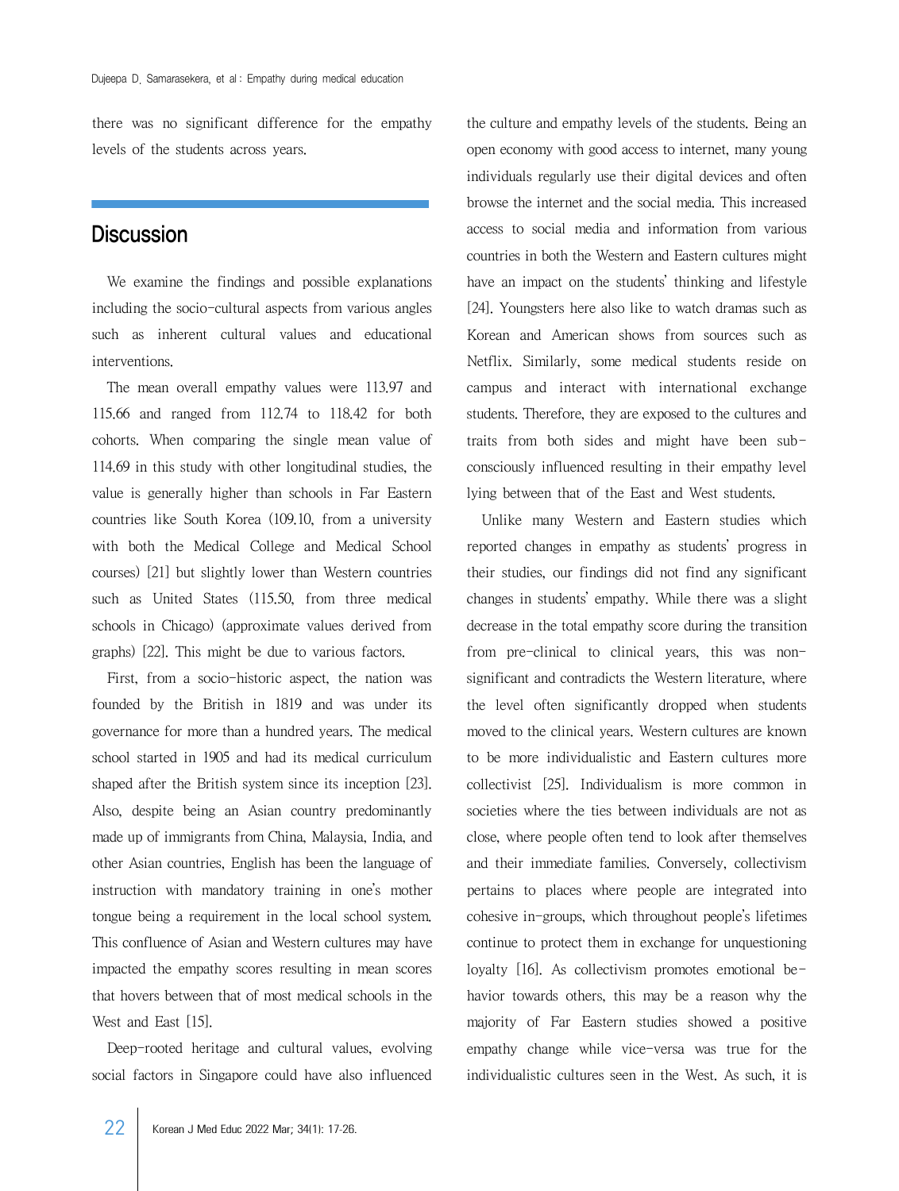there was no significant difference for the empathy levels of the students across years.

## Discussion

We examine the findings and possible explanations including the socio-cultural aspects from various angles such as inherent cultural values and educational interventions.

The mean overall empathy values were 113.97 and 115.66 and ranged from 112.74 to 118.42 for both cohorts. When comparing the single mean value of 114.69 in this study with other longitudinal studies, the value is generally higher than schools in Far Eastern countries like South Korea (109.10, from a university with both the Medical College and Medical School courses) [21] but slightly lower than Western countries such as United States (115.50, from three medical schools in Chicago) (approximate values derived from graphs) [22]. This might be due to various factors.

First, from a socio-historic aspect, the nation was founded by the British in 1819 and was under its governance for more than a hundred years. The medical school started in 1905 and had its medical curriculum shaped after the British system since its inception [23]. Also, despite being an Asian country predominantly made up of immigrants from China, Malaysia, India, and other Asian countries, English has been the language of instruction with mandatory training in one's mother tongue being a requirement in the local school system. This confluence of Asian and Western cultures may have impacted the empathy scores resulting in mean scores that hovers between that of most medical schools in the West and East [15].

Deep-rooted heritage and cultural values, evolving social factors in Singapore could have also influenced the culture and empathy levels of the students. Being an open economy with good access to internet, many young individuals regularly use their digital devices and often browse the internet and the social media. This increased access to social media and information from various countries in both the Western and Eastern cultures might have an impact on the students' thinking and lifestyle [24]. Youngsters here also like to watch dramas such as Korean and American shows from sources such as Netflix. Similarly, some medical students reside on campus and interact with international exchange students. Therefore, they are exposed to the cultures and traits from both sides and might have been sub-consciously influenced resulting in their empathy level lying between that of the East and West students.

Unlike many Western and Eastern studies which reported changes in empathy as students' progress in their studies, our findings did not find any significant changes in students' empathy. While there was a slight decrease in the total empathy score during the transition from pre-clinical to clinical years, this was non-significant and contradicts the Western literature, where the level often significantly dropped when students moved to the clinical years. Western cultures are known to be more individualistic and Eastern cultures more collectivist [25]. Individualism is more common in societies where the ties between individuals are not as close, where people often tend to look after themselves and their immediate families. Conversely, collectivism pertains to places where people are integrated into cohesive in-groups, which throughout people's lifetimes continue to protect them in exchange for unquestioning loyalty [16]. As collectivism promotes emotional behavior towards others, this may be a reason why the majority of Far Eastern studies showed a positive empathy change while vice-versa was true for the individualistic cultures seen in the West. As such, it is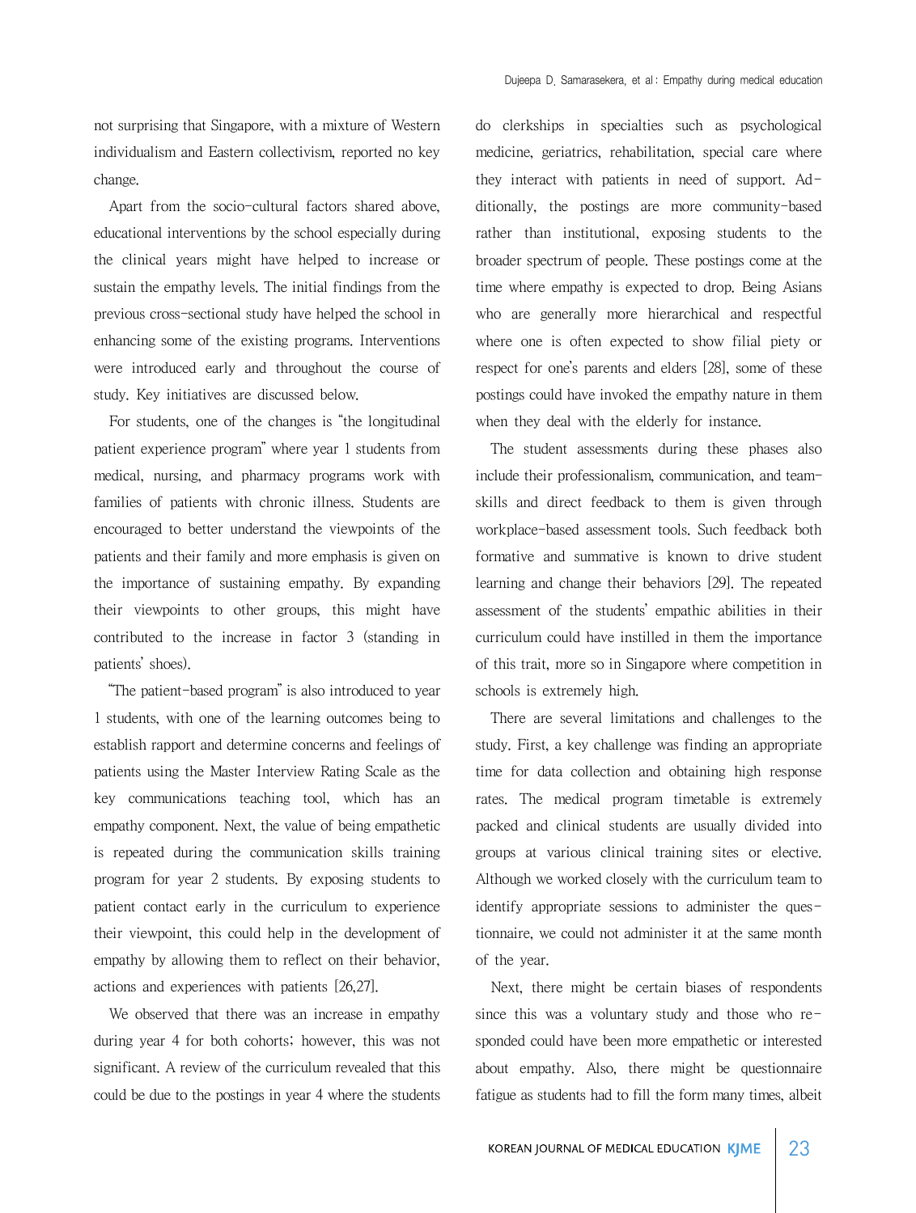not surprising that Singapore, with a mixture of Western individualism and Eastern collectivism, reported no key change.

Apart from the socio-cultural factors shared above, educational interventions by the school especially during the clinical years might have helped to increase or sustain the empathy levels. The initial findings from the previous cross-sectional study have helped the school in enhancing some of the existing programs. Interventions were introduced early and throughout the course of study. Key initiatives are discussed below.

For students, one of the changes is "the longitudinal patient experience program" where year 1 students from medical, nursing, and pharmacy programs work with families of patients with chronic illness. Students are encouraged to better understand the viewpoints of the patients and their family and more emphasis is given on the importance of sustaining empathy. By expanding their viewpoints to other groups, this might have contributed to the increase in factor 3 (standing in patients' shoes).

"The patient-based program" is also introduced to year 1 students, with one of the learning outcomes being to establish rapport and determine concerns and feelings of patients using the Master Interview Rating Scale as the key communications teaching tool, which has an empathy component. Next, the value of being empathetic is repeated during the communication skills training program for year 2 students. By exposing students to patient contact early in the curriculum to experience their viewpoint, this could help in the development of empathy by allowing them to reflect on their behavior, actions and experiences with patients [26,27].

We observed that there was an increase in empathy during year 4 for both cohorts; however, this was not significant. A review of the curriculum revealed that this could be due to the postings in year 4 where the students do clerkships in specialties such as psychological medicine, geriatrics, rehabilitation, special care where they interact with patients in need of support. Additionally, the postings are more community-based rather than institutional, exposing students to the broader spectrum of people. These postings come at the time where empathy is expected to drop. Being Asians who are generally more hierarchical and respectful where one is often expected to show filial piety or respect for one's parents and elders [28], some of these postings could have invoked the empathy nature in them when they deal with the elderly for instance.

The student assessments during these phases also include their professionalism, communication, and team-skills and direct feedback to them is given through workplace-based assessment tools. Such feedback both formative and summative is known to drive student learning and change their behaviors [29]. The repeated assessment of the students' empathic abilities in their curriculum could have instilled in them the importance of this trait, more so in Singapore where competition in schools is extremely high.

There are several limitations and challenges to the study. First, a key challenge was finding an appropriate time for data collection and obtaining high response rates. The medical program timetable is extremely packed and clinical students are usually divided into groups at various clinical training sites or elective. Although we worked closely with the curriculum team to identify appropriate sessions to administer the questionnaire, we could not administer it at the same month of the year.

Next, there might be certain biases of respondents since this was a voluntary study and those who responded could have been more empathetic or interested about empathy. Also, there might be questionnaire fatigue as students had to fill the form many times, albeit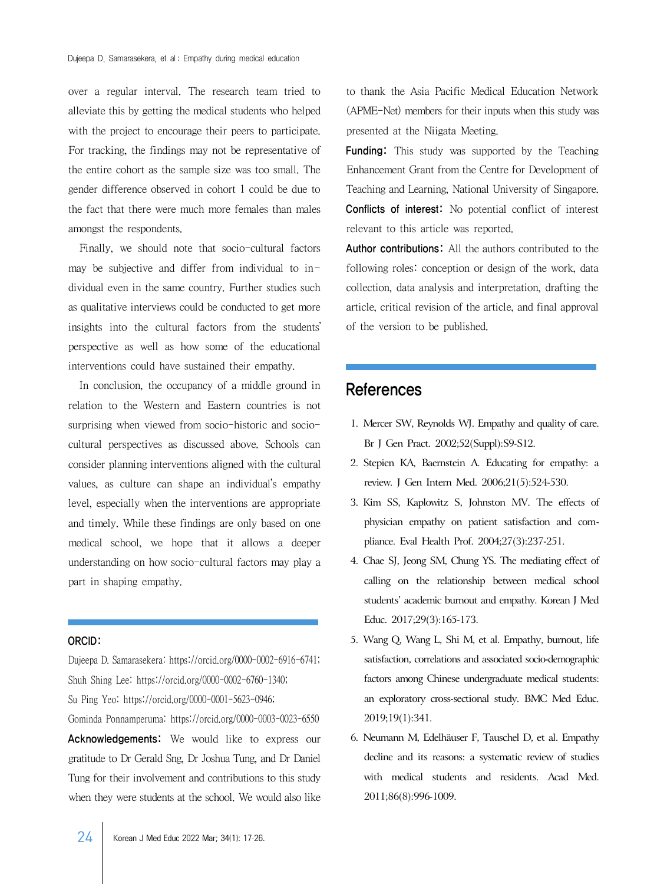over a regular interval. The research team tried to alleviate this by getting the medical students who helped with the project to encourage their peers to participate. For tracking, the findings may not be representative of the entire cohort as the sample size was too small. The gender difference observed in cohort 1 could be due to the fact that there were much more females than males amongst the respondents.

Finally, we should note that socio-cultural factors may be subjective and differ from individual to individual even in the same country. Further studies such as qualitative interviews could be conducted to get more insights into the cultural factors from the students' perspective as well as how some of the educational interventions could have sustained their empathy.

In conclusion, the occupancy of a middle ground in relation to the Western and Eastern countries is not surprising when viewed from socio-historic and socio-cultural perspectives as discussed above. Schools can consider planning interventions aligned with the cultural values, as culture can shape an individual's empathy level, especially when the interventions are appropriate and timely. While these findings are only based on one medical school, we hope that it allows a deeper understanding on how socio-cultural factors may play a part in shaping empathy.

**ORCID:**

Dujeepa D. Samarasekera: https://orcid.org/0000-0002-6916-6741;
Shuh Shing Lee: https://orcid.org/0000-0002-6760-1340;
Su Ping Yeo: https://orcid.org/0000-0001-5623-0946;
Gominda Ponnamperuma: https://orcid.org/0000-0003-0023-6550

**Acknowledgements:** We would like to express our gratitude to Dr Gerald Sng, Dr Joshua Tung, and Dr Daniel Tung for their involvement and contributions to this study when they were students at the school. We would also like to thank the Asia Pacific Medical Education Network (APME-Net) members for their inputs when this study was presented at the Niigata Meeting.

**Funding:** This study was supported by the Teaching Enhancement Grant from the Centre for Development of Teaching and Learning, National University of Singapore.

**Conflicts of interest:** No potential conflict of interest relevant to this article was reported.

**Author contributions:** All the authors contributed to the following roles: conception or design of the work, data collection, data analysis and interpretation, drafting the article, critical revision of the article, and final approval of the version to be published.

## References

1. Mercer SW, Reynolds WJ. Empathy and quality of care. Br J Gen Pract. 2002;52(Suppl):S9-S12.
2. Stepien KA, Baernstein A. Educating for empathy: a review. J Gen Intern Med. 2006;21(5):524-530.
3. Kim SS, Kaplowitz S, Johnston MV. The effects of physician empathy on patient satisfaction and compliance. Eval Health Prof. 2004;27(3):237-251.
4. Chae SJ, Jeong SM, Chung YS. The mediating effect of calling on the relationship between medical school students' academic burnout and empathy. Korean J Med Educ. 2017;29(3):165-173.
5. Wang Q, Wang L, Shi M, et al. Empathy, burnout, life satisfaction, correlations and associated socio-demographic factors among Chinese undergraduate medical students: an exploratory cross-sectional study. BMC Med Educ. 2019;19(1):341.
6. Neumann M, Edelhäuser F, Tauschel D, et al. Empathy decline and its reasons: a systematic review of studies with medical students and residents. Acad Med. 2011;86(8):996-1009.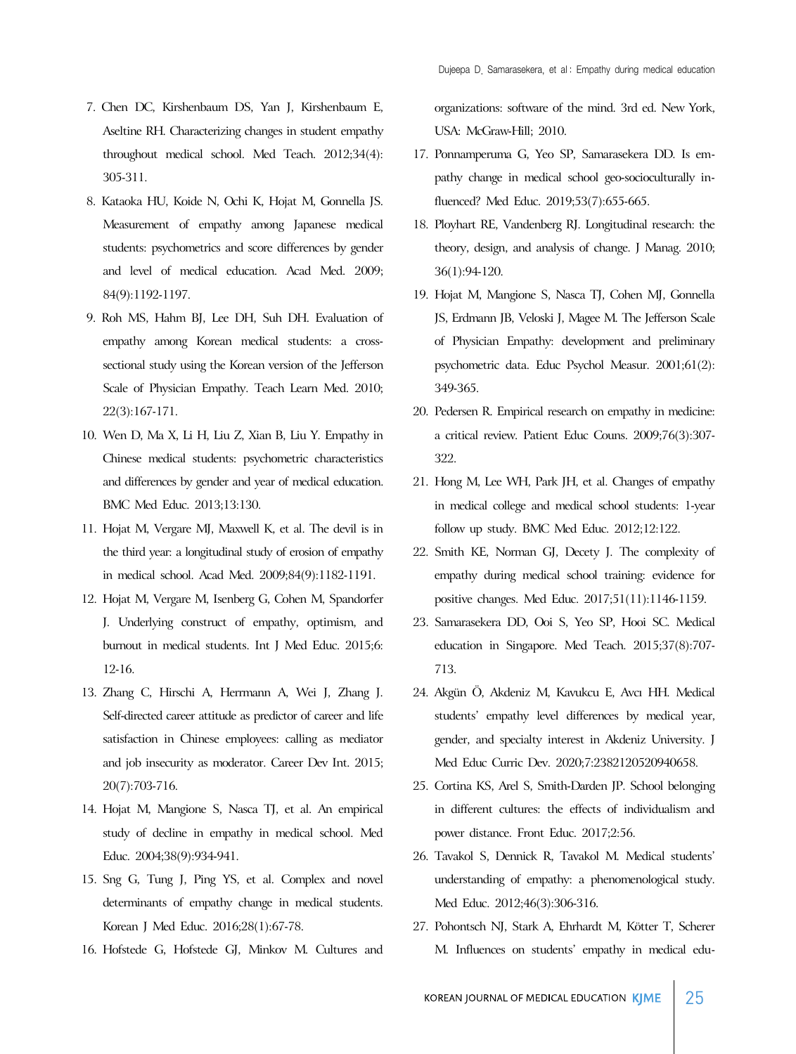7. Chen DC, Kirshenbaum DS, Yan J, Kirshenbaum E, Aseltine RH. Characterizing changes in student empathy throughout medical school. Med Teach. 2012;34(4):305-311.
8. Kataoka HU, Koide N, Ochi K, Hojat M, Gonnella JS. Measurement of empathy among Japanese medical students: psychometrics and score differences by gender and level of medical education. Acad Med. 2009;84(9):1192-1197.
9. Roh MS, Hahm BJ, Lee DH, Suh DH. Evaluation of empathy among Korean medical students: a cross-sectional study using the Korean version of the Jefferson Scale of Physician Empathy. Teach Learn Med. 2010;22(3):167-171.
10. Wen D, Ma X, Li H, Liu Z, Xian B, Liu Y. Empathy in Chinese medical students: psychometric characteristics and differences by gender and year of medical education. BMC Med Educ. 2013;13:130.
11. Hojat M, Vergare MJ, Maxwell K, et al. The devil is in the third year: a longitudinal study of erosion of empathy in medical school. Acad Med. 2009;84(9):1182-1191.
12. Hojat M, Vergare M, Isenberg G, Cohen M, Spandorfer J. Underlying construct of empathy, optimism, and burnout in medical students. Int J Med Educ. 2015;6:12-16.
13. Zhang C, Hirschi A, Herrmann A, Wei J, Zhang J. Self-directed career attitude as predictor of career and life satisfaction in Chinese employees: calling as mediator and job insecurity as moderator. Career Dev Int. 2015;20(7):703-716.
14. Hojat M, Mangione S, Nasca TJ, et al. An empirical study of decline in empathy in medical school. Med Educ. 2004;38(9):934-941.
15. Sng G, Tung J, Ping YS, et al. Complex and novel determinants of empathy change in medical students. Korean J Med Educ. 2016;28(1):67-78.
16. Hofstede G, Hofstede GJ, Minkov M. Cultures and organizations: software of the mind. 3rd ed. New York, USA: McGraw-Hill; 2010.
17. Ponnamperuma G, Yeo SP, Samarasekera DD. Is empathy change in medical school geo-socioculturally influenced? Med Educ. 2019;53(7):655-665.
18. Ployhart RE, Vandenberg RJ. Longitudinal research: the theory, design, and analysis of change. J Manag. 2010;36(1):94-120.
19. Hojat M, Mangione S, Nasca TJ, Cohen MJ, Gonnella JS, Erdmann JB, Veloski J, Magee M. The Jefferson Scale of Physician Empathy: development and preliminary psychometric data. Educ Psychol Measur. 2001;61(2):349-365.
20. Pedersen R. Empirical research on empathy in medicine: a critical review. Patient Educ Couns. 2009;76(3):307-322.
21. Hong M, Lee WH, Park JH, et al. Changes of empathy in medical college and medical school students: 1-year follow up study. BMC Med Educ. 2012;12:122.
22. Smith KE, Norman GJ, Decety J. The complexity of empathy during medical school training: evidence for positive changes. Med Educ. 2017;51(11):1146-1159.
23. Samarasekera DD, Ooi S, Yeo SP, Hooi SC. Medical education in Singapore. Med Teach. 2015;37(8):707-713.
24. Akgün Ö, Akdeniz M, Kavukcu E, Avcı HH. Medical students' empathy level differences by medical year, gender, and specialty interest in Akdeniz University. J Med Educ Curric Dev. 2020;7:2382120520940658.
25. Cortina KS, Arel S, Smith-Darden JP. School belonging in different cultures: the effects of individualism and power distance. Front Educ. 2017;2:56.
26. Tavakol S, Dennick R, Tavakol M. Medical students' understanding of empathy: a phenomenological study. Med Educ. 2012;46(3):306-316.
27. Pohontsch NJ, Stark A, Ehrhardt M, Kötter T, Scherer M. Influences on students' empathy in medical edu-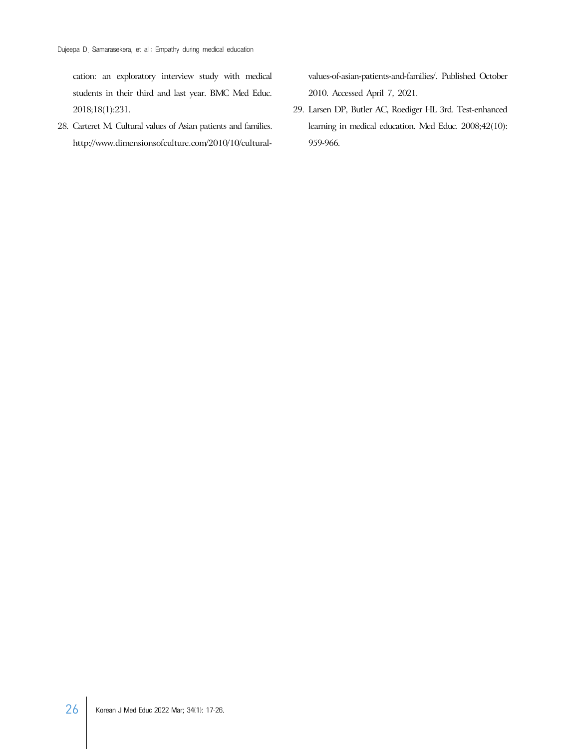cation: an exploratory interview study with medical students in their third and last year. BMC Med Educ. 2018;18(1):231.

28. Carteret M. Cultural values of Asian patients and families. http://www.dimensionsofculture.com/2010/10/cultural-values-of-asian-patients-and-families/. Published October 2010. Accessed April 7, 2021.
29. Larsen DP, Butler AC, Roediger HL 3rd. Test-enhanced learning in medical education. Med Educ. 2008;42(10):959-966.